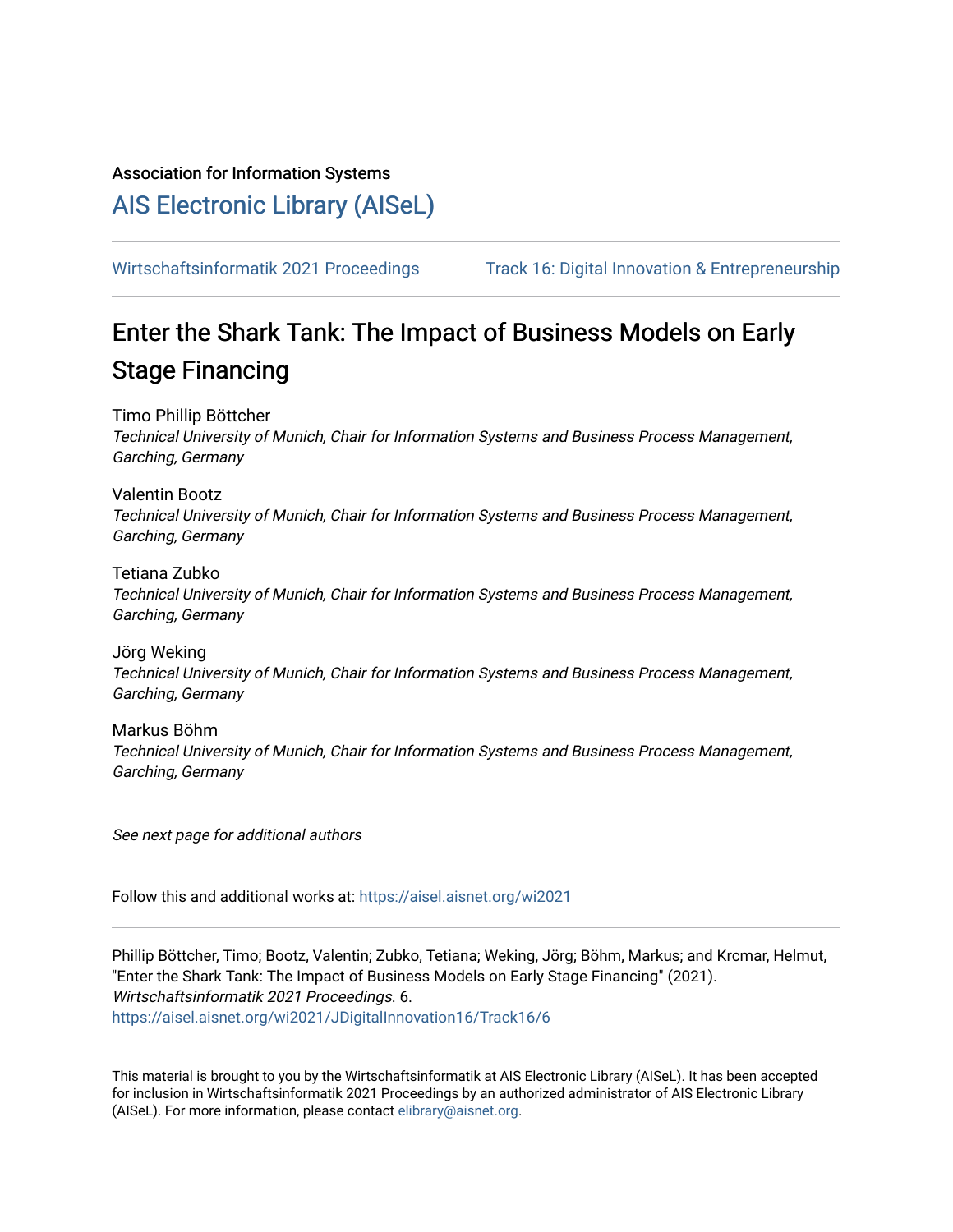Association for Information Systems

# AIS Electronic Library (AISeL)

Wirtschaftsinformatik 2021 Proceedings    Track 16: Digital Innovation & Entrepreneurship

## Enter the Shark Tank: The Impact of Business Models on Early Stage Financing

Timo Phillip Böttcher
*Technical University of Munich, Chair for Information Systems and Business Process Management, Garching, Germany*

Valentin Bootz
*Technical University of Munich, Chair for Information Systems and Business Process Management, Garching, Germany*

Tetiana Zubko
*Technical University of Munich, Chair for Information Systems and Business Process Management, Garching, Germany*

Jörg Weking
*Technical University of Munich, Chair for Information Systems and Business Process Management, Garching, Germany*

Markus Böhm
*Technical University of Munich, Chair for Information Systems and Business Process Management, Garching, Germany*

*See next page for additional authors*

Follow this and additional works at: https://aisel.aisnet.org/wi2021

Phillip Böttcher, Timo; Bootz, Valentin; Zubko, Tetiana; Weking, Jörg; Böhm, Markus; and Krcmar, Helmut, "Enter the Shark Tank: The Impact of Business Models on Early Stage Financing" (2021). *Wirtschaftsinformatik 2021 Proceedings.* 6.
https://aisel.aisnet.org/wi2021/JDigitalInnovation16/Track16/6

This material is brought to you by the Wirtschaftsinformatik at AIS Electronic Library (AISeL). It has been accepted for inclusion in Wirtschaftsinformatik 2021 Proceedings by an authorized administrator of AIS Electronic Library (AISeL). For more information, please contact elibrary@aisnet.org.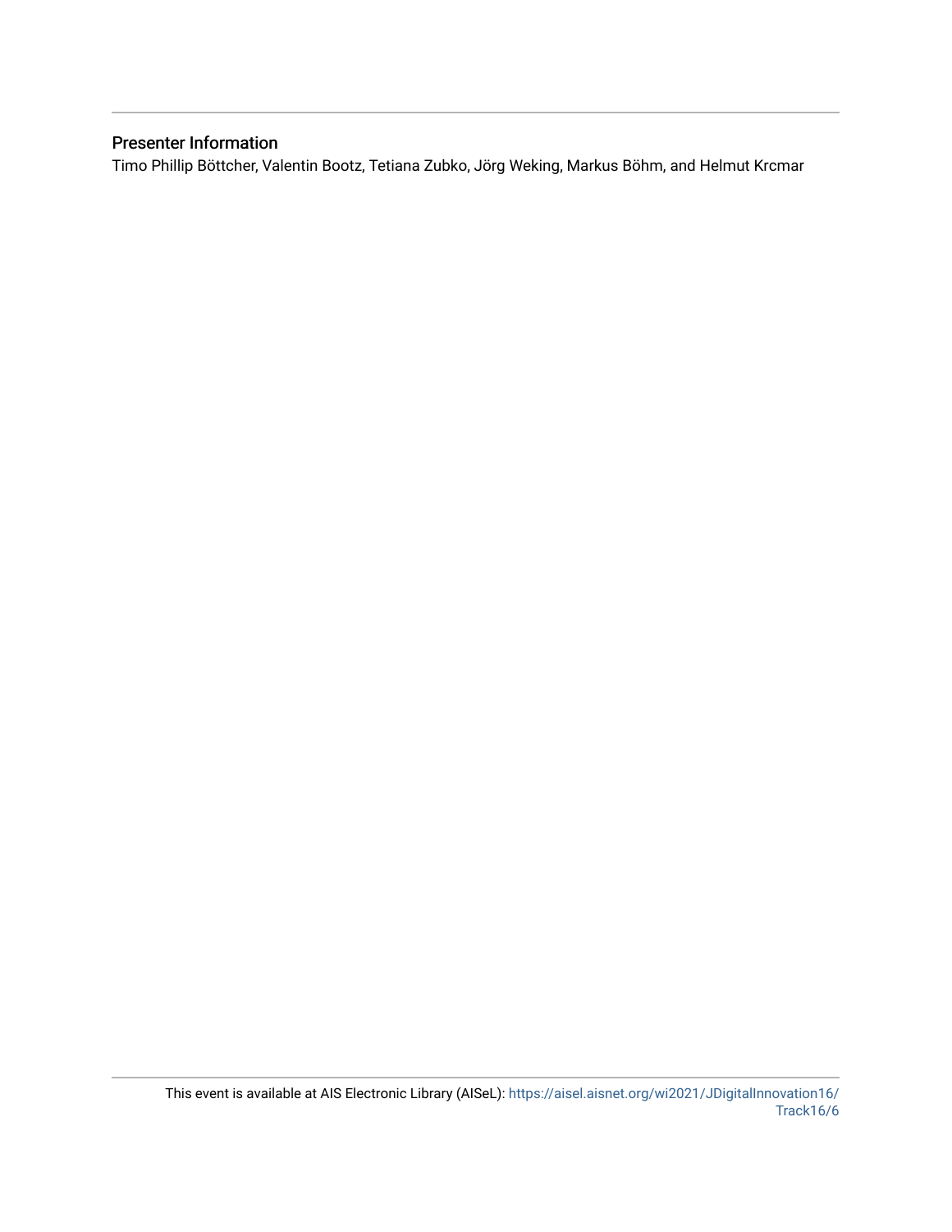## Presenter Information

Timo Phillip Böttcher, Valentin Bootz, Tetiana Zubko, Jörg Weking, Markus Böhm, and Helmut Krcmar

This event is available at AIS Electronic Library (AISeL): https://aisel.aisnet.org/wi2021/JDigitalInnovation16/Track16/6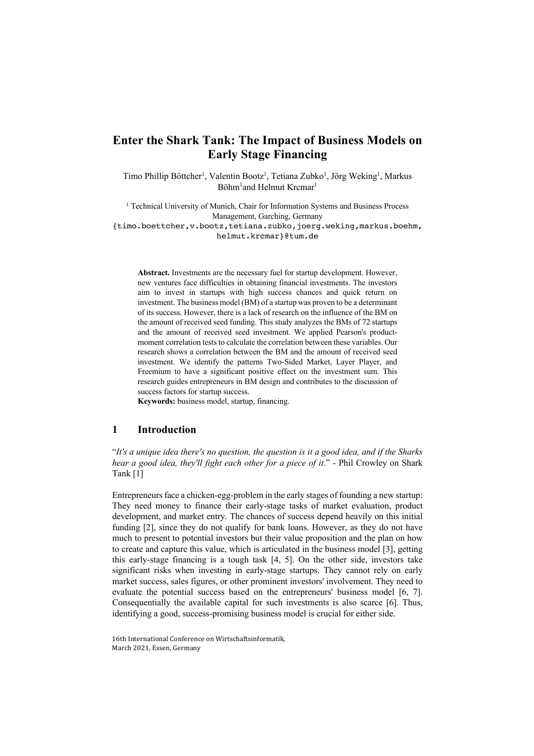# Enter the Shark Tank: The Impact of Business Models on Early Stage Financing

Timo Phillip Böttcher[1], Valentin Bootz[1], Tetiana Zubko[1], Jörg Weking[1], Markus Böhm[1] and Helmut Krcmar[1]

[1] Technical University of Munich, Chair for Information Systems and Business Process Management, Garching, Germany

{timo.boettcher,v.bootz,tetiana.zubko,joerg.weking,markus.boehm, helmut.krcmar}@tum.de

**Abstract.** Investments are the necessary fuel for startup development. However, new ventures face difficulties in obtaining financial investments. The investors aim to invest in startups with high success chances and quick return on investment. The business model (BM) of a startup was proven to be a determinant of its success. However, there is a lack of research on the influence of the BM on the amount of received seed funding. This study analyzes the BMs of 72 startups and the amount of received seed investment. We applied Pearson's product-moment correlation tests to calculate the correlation between these variables. Our research shows a correlation between the BM and the amount of received seed investment. We identify the patterns Two-Sided Market, Layer Player, and Freemium to have a significant positive effect on the investment sum. This research guides entrepreneurs in BM design and contributes to the discussion of success factors for startup success.

**Keywords:** business model, startup, financing.

## 1 Introduction

"*It's a unique idea there's no question, the question is it a good idea, and if the Sharks hear a good idea, they'll fight each other for a piece of it*." - Phil Crowley on Shark Tank [1]

Entrepreneurs face a chicken-egg-problem in the early stages of founding a new startup: They need money to finance their early-stage tasks of market evaluation, product development, and market entry. The chances of success depend heavily on this initial funding [2], since they do not qualify for bank loans. However, as they do not have much to present to potential investors but their value proposition and the plan on how to create and capture this value, which is articulated in the business model [3], getting this early-stage financing is a tough task [4, 5]. On the other side, investors take significant risks when investing in early-stage startups. They cannot rely on early market success, sales figures, or other prominent investors' involvement. They need to evaluate the potential success based on the entrepreneurs' business model [6, 7]. Consequentially the available capital for such investments is also scarce [6]. Thus, identifying a good, success-promising business model is crucial for either side.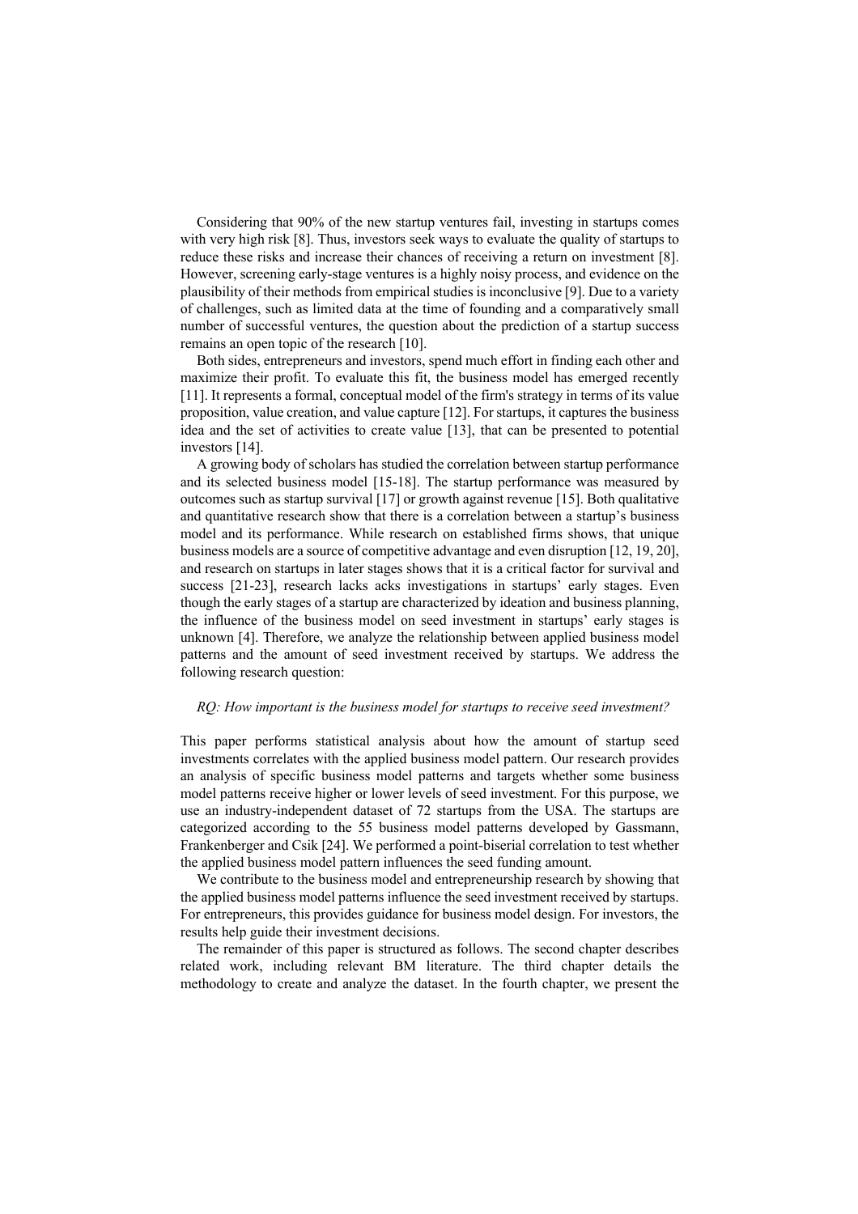Considering that 90% of the new startup ventures fail, investing in startups comes with very high risk [8]. Thus, investors seek ways to evaluate the quality of startups to reduce these risks and increase their chances of receiving a return on investment [8]. However, screening early-stage ventures is a highly noisy process, and evidence on the plausibility of their methods from empirical studies is inconclusive [9]. Due to a variety of challenges, such as limited data at the time of founding and a comparatively small number of successful ventures, the question about the prediction of a startup success remains an open topic of the research [10].

Both sides, entrepreneurs and investors, spend much effort in finding each other and maximize their profit. To evaluate this fit, the business model has emerged recently [11]. It represents a formal, conceptual model of the firm's strategy in terms of its value proposition, value creation, and value capture [12]. For startups, it captures the business idea and the set of activities to create value [13], that can be presented to potential investors [14].

A growing body of scholars has studied the correlation between startup performance and its selected business model [15-18]. The startup performance was measured by outcomes such as startup survival [17] or growth against revenue [15]. Both qualitative and quantitative research show that there is a correlation between a startup's business model and its performance. While research on established firms shows, that unique business models are a source of competitive advantage and even disruption [12, 19, 20], and research on startups in later stages shows that it is a critical factor for survival and success [21-23], research lacks acks investigations in startups' early stages. Even though the early stages of a startup are characterized by ideation and business planning, the influence of the business model on seed investment in startups' early stages is unknown [4]. Therefore, we analyze the relationship between applied business model patterns and the amount of seed investment received by startups. We address the following research question:

*RQ: How important is the business model for startups to receive seed investment?*

This paper performs statistical analysis about how the amount of startup seed investments correlates with the applied business model pattern. Our research provides an analysis of specific business model patterns and targets whether some business model patterns receive higher or lower levels of seed investment. For this purpose, we use an industry-independent dataset of 72 startups from the USA. The startups are categorized according to the 55 business model patterns developed by Gassmann, Frankenberger and Csik [24]. We performed a point-biserial correlation to test whether the applied business model pattern influences the seed funding amount.

We contribute to the business model and entrepreneurship research by showing that the applied business model patterns influence the seed investment received by startups. For entrepreneurs, this provides guidance for business model design. For investors, the results help guide their investment decisions.

The remainder of this paper is structured as follows. The second chapter describes related work, including relevant BM literature. The third chapter details the methodology to create and analyze the dataset. In the fourth chapter, we present the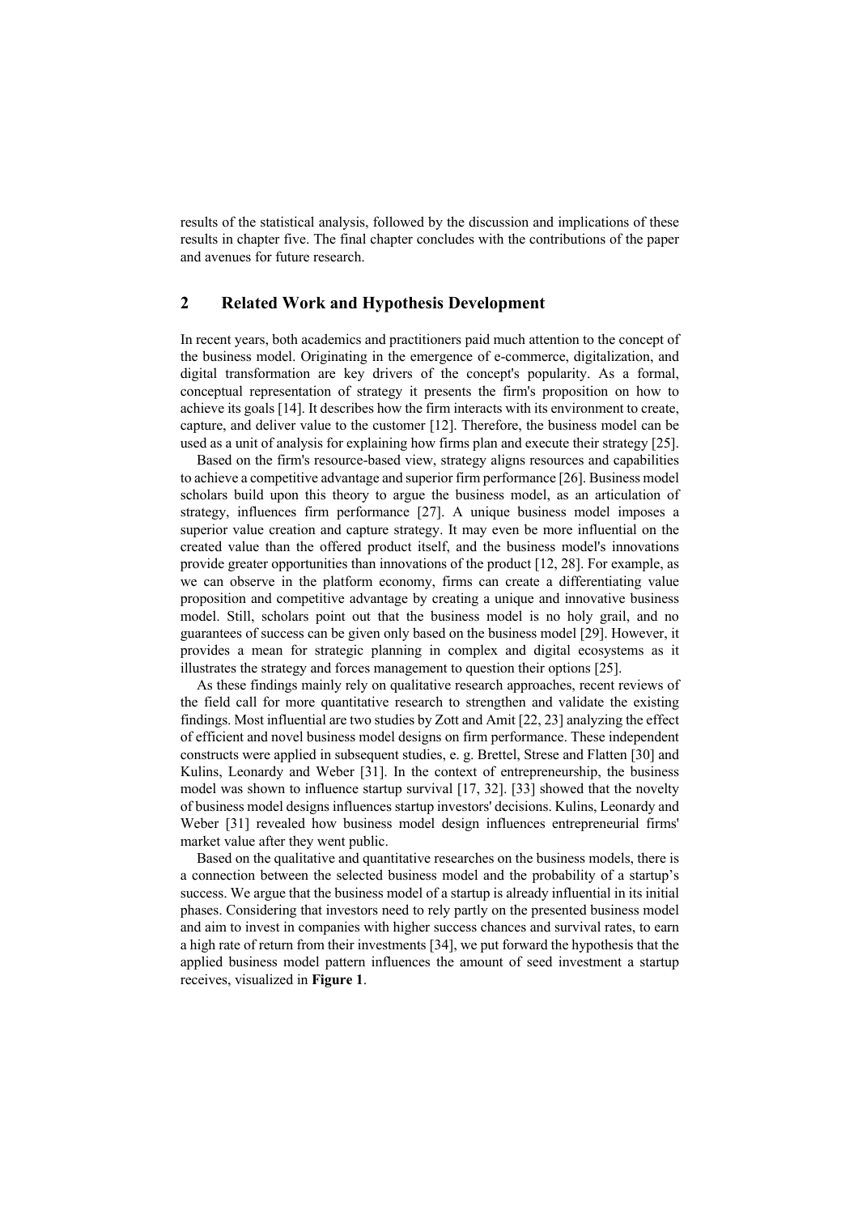results of the statistical analysis, followed by the discussion and implications of these results in chapter five. The final chapter concludes with the contributions of the paper and avenues for future research.

## 2 Related Work and Hypothesis Development

In recent years, both academics and practitioners paid much attention to the concept of the business model. Originating in the emergence of e-commerce, digitalization, and digital transformation are key drivers of the concept's popularity. As a formal, conceptual representation of strategy it presents the firm's proposition on how to achieve its goals [14]. It describes how the firm interacts with its environment to create, capture, and deliver value to the customer [12]. Therefore, the business model can be used as a unit of analysis for explaining how firms plan and execute their strategy [25].

Based on the firm's resource-based view, strategy aligns resources and capabilities to achieve a competitive advantage and superior firm performance [26]. Business model scholars build upon this theory to argue the business model, as an articulation of strategy, influences firm performance [27]. A unique business model imposes a superior value creation and capture strategy. It may even be more influential on the created value than the offered product itself, and the business model's innovations provide greater opportunities than innovations of the product [12, 28]. For example, as we can observe in the platform economy, firms can create a differentiating value proposition and competitive advantage by creating a unique and innovative business model. Still, scholars point out that the business model is no holy grail, and no guarantees of success can be given only based on the business model [29]. However, it provides a mean for strategic planning in complex and digital ecosystems as it illustrates the strategy and forces management to question their options [25].

As these findings mainly rely on qualitative research approaches, recent reviews of the field call for more quantitative research to strengthen and validate the existing findings. Most influential are two studies by Zott and Amit [22, 23] analyzing the effect of efficient and novel business model designs on firm performance. These independent constructs were applied in subsequent studies, e. g. Brettel, Strese and Flatten [30] and Kulins, Leonardy and Weber [31]. In the context of entrepreneurship, the business model was shown to influence startup survival [17, 32]. [33] showed that the novelty of business model designs influences startup investors' decisions. Kulins, Leonardy and Weber [31] revealed how business model design influences entrepreneurial firms' market value after they went public.

Based on the qualitative and quantitative researches on the business models, there is a connection between the selected business model and the probability of a startup's success. We argue that the business model of a startup is already influential in its initial phases. Considering that investors need to rely partly on the presented business model and aim to invest in companies with higher success chances and survival rates, to earn a high rate of return from their investments [34], we put forward the hypothesis that the applied business model pattern influences the amount of seed investment a startup receives, visualized in **Figure 1**.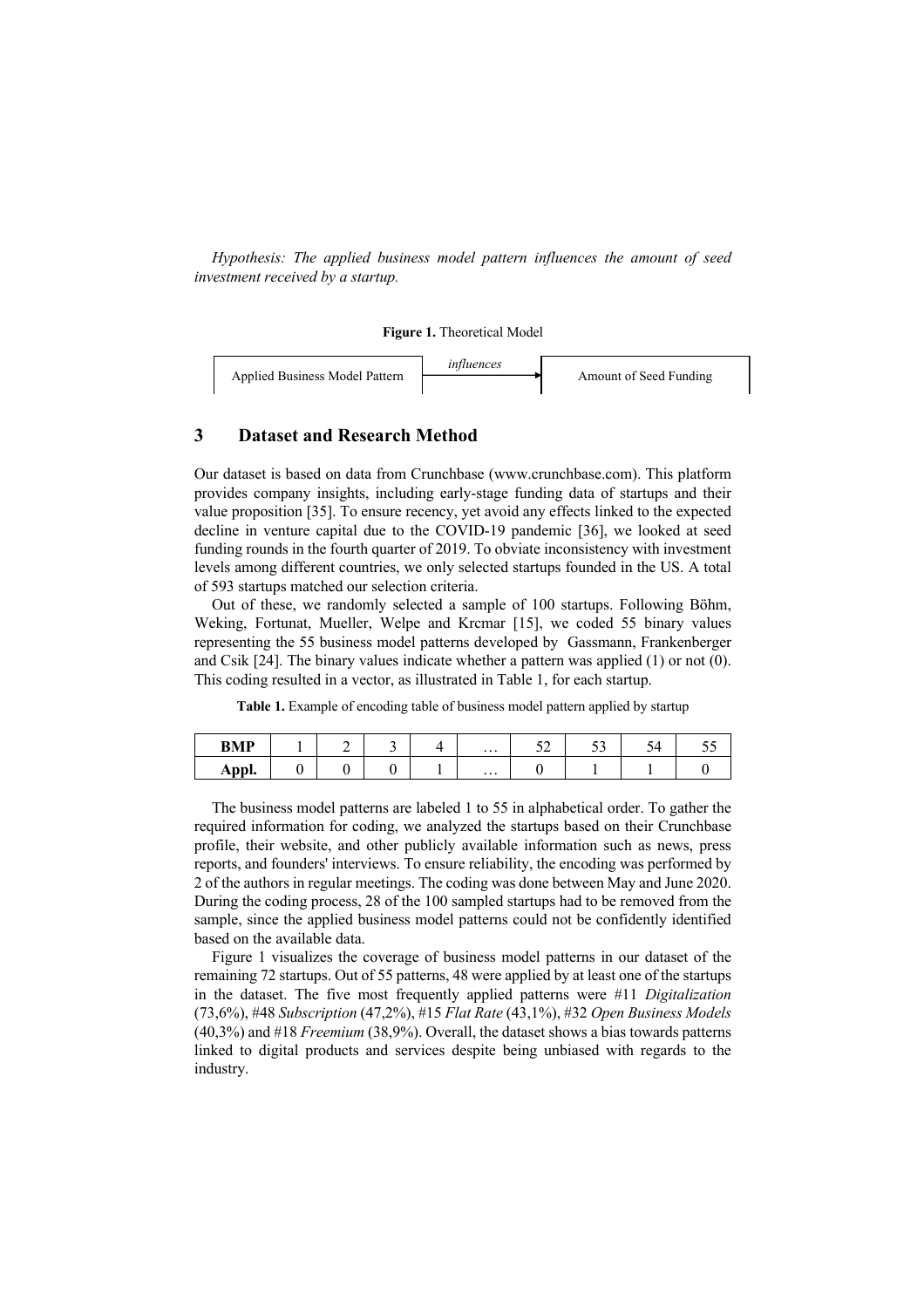*Hypothesis: The applied business model pattern influences the amount of seed investment received by a startup.*

**Figure 1.** Theoretical Model

Applied Business Model Pattern —*influences*→ Amount of Seed Funding

## 3 Dataset and Research Method

Our dataset is based on data from Crunchbase (www.crunchbase.com). This platform provides company insights, including early-stage funding data of startups and their value proposition [35]. To ensure recency, yet avoid any effects linked to the expected decline in venture capital due to the COVID-19 pandemic [36], we looked at seed funding rounds in the fourth quarter of 2019. To obviate inconsistency with investment levels among different countries, we only selected startups founded in the US. A total of 593 startups matched our selection criteria.

Out of these, we randomly selected a sample of 100 startups. Following Böhm, Weking, Fortunat, Mueller, Welpe and Krcmar [15], we coded 55 binary values representing the 55 business model patterns developed by Gassmann, Frankenberger and Csik [24]. The binary values indicate whether a pattern was applied (1) or not (0). This coding resulted in a vector, as illustrated in Table 1, for each startup.

**Table 1.** Example of encoding table of business model pattern applied by startup

| **BMP** | 1 | 2 | 3 | 4 | … | 52 | 53 | 54 | 55 |
|---|---|---|---|---|---|---|---|---|---|
| **Appl.** | 0 | 0 | 0 | 1 | … | 0 | 1 | 1 | 0 |

The business model patterns are labeled 1 to 55 in alphabetical order. To gather the required information for coding, we analyzed the startups based on their Crunchbase profile, their website, and other publicly available information such as news, press reports, and founders' interviews. To ensure reliability, the encoding was performed by 2 of the authors in regular meetings. The coding was done between May and June 2020. During the coding process, 28 of the 100 sampled startups had to be removed from the sample, since the applied business model patterns could not be confidently identified based on the available data.

Figure 1 visualizes the coverage of business model patterns in our dataset of the remaining 72 startups. Out of 55 patterns, 48 were applied by at least one of the startups in the dataset. The five most frequently applied patterns were #11 *Digitalization* (73,6%), #48 *Subscription* (47,2%), #15 *Flat Rate* (43,1%), #32 *Open Business Models* (40,3%) and #18 *Freemium* (38,9%). Overall, the dataset shows a bias towards patterns linked to digital products and services despite being unbiased with regards to the industry.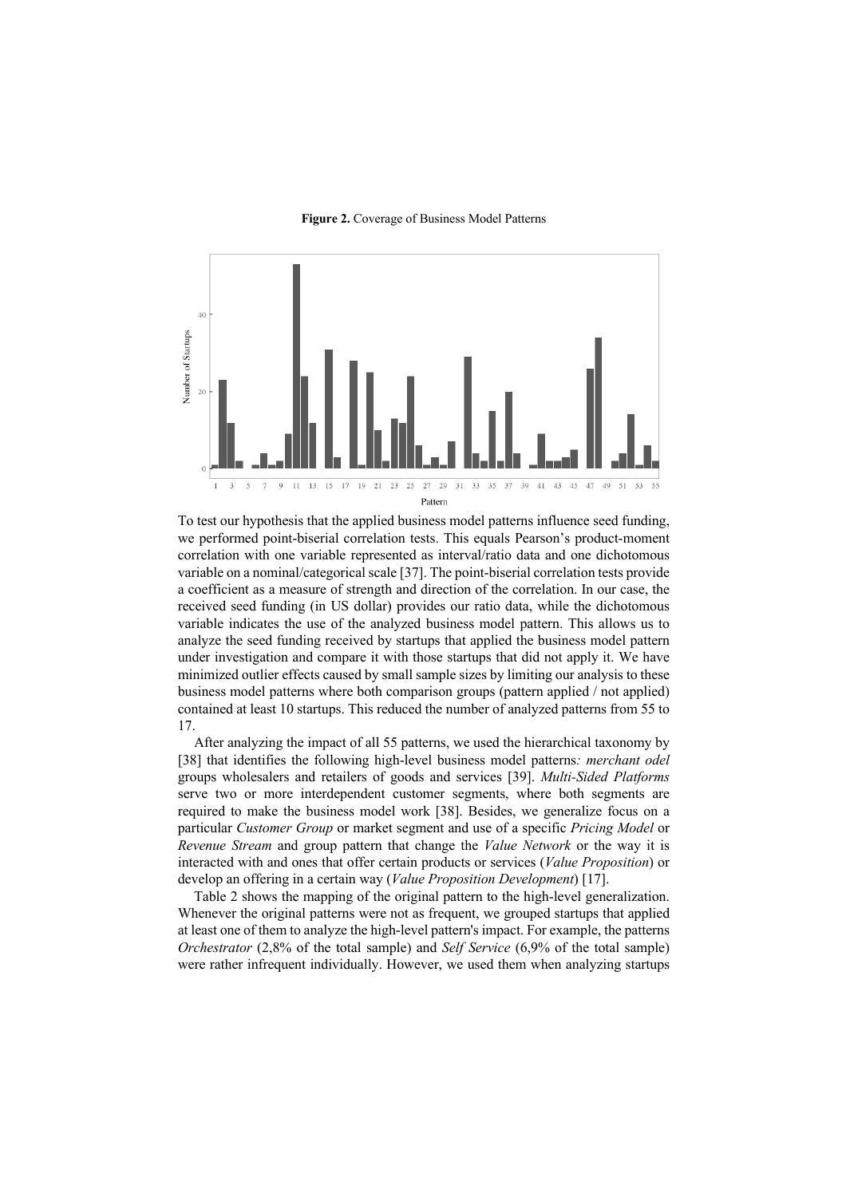**Figure 2.** Coverage of Business Model Patterns

To test our hypothesis that the applied business model patterns influence seed funding, we performed point-biserial correlation tests. This equals Pearson's product-moment correlation with one variable represented as interval/ratio data and one dichotomous variable on a nominal/categorical scale [37]. The point-biserial correlation tests provide a coefficient as a measure of strength and direction of the correlation. In our case, the received seed funding (in US dollar) provides our ratio data, while the dichotomous variable indicates the use of the analyzed business model pattern. This allows us to analyze the seed funding received by startups that applied the business model pattern under investigation and compare it with those startups that did not apply it. We have minimized outlier effects caused by small sample sizes by limiting our analysis to these business model patterns where both comparison groups (pattern applied / not applied) contained at least 10 startups. This reduced the number of analyzed patterns from 55 to 17.

After analyzing the impact of all 55 patterns, we used the hierarchical taxonomy by [38] that identifies the following high-level business model patterns*: merchant odel* groups wholesalers and retailers of goods and services [39]. *Multi-Sided Platforms* serve two or more interdependent customer segments, where both segments are required to make the business model work [38]. Besides, we generalize focus on a particular *Customer Group* or market segment and use of a specific *Pricing Model* or *Revenue Stream* and group pattern that change the *Value Network* or the way it is interacted with and ones that offer certain products or services (*Value Proposition*) or develop an offering in a certain way (*Value Proposition Development*) [17].

Table 2 shows the mapping of the original pattern to the high-level generalization. Whenever the original patterns were not as frequent, we grouped startups that applied at least one of them to analyze the high-level pattern's impact. For example, the patterns *Orchestrator* (2,8% of the total sample) and *Self Service* (6,9% of the total sample) were rather infrequent individually. However, we used them when analyzing startups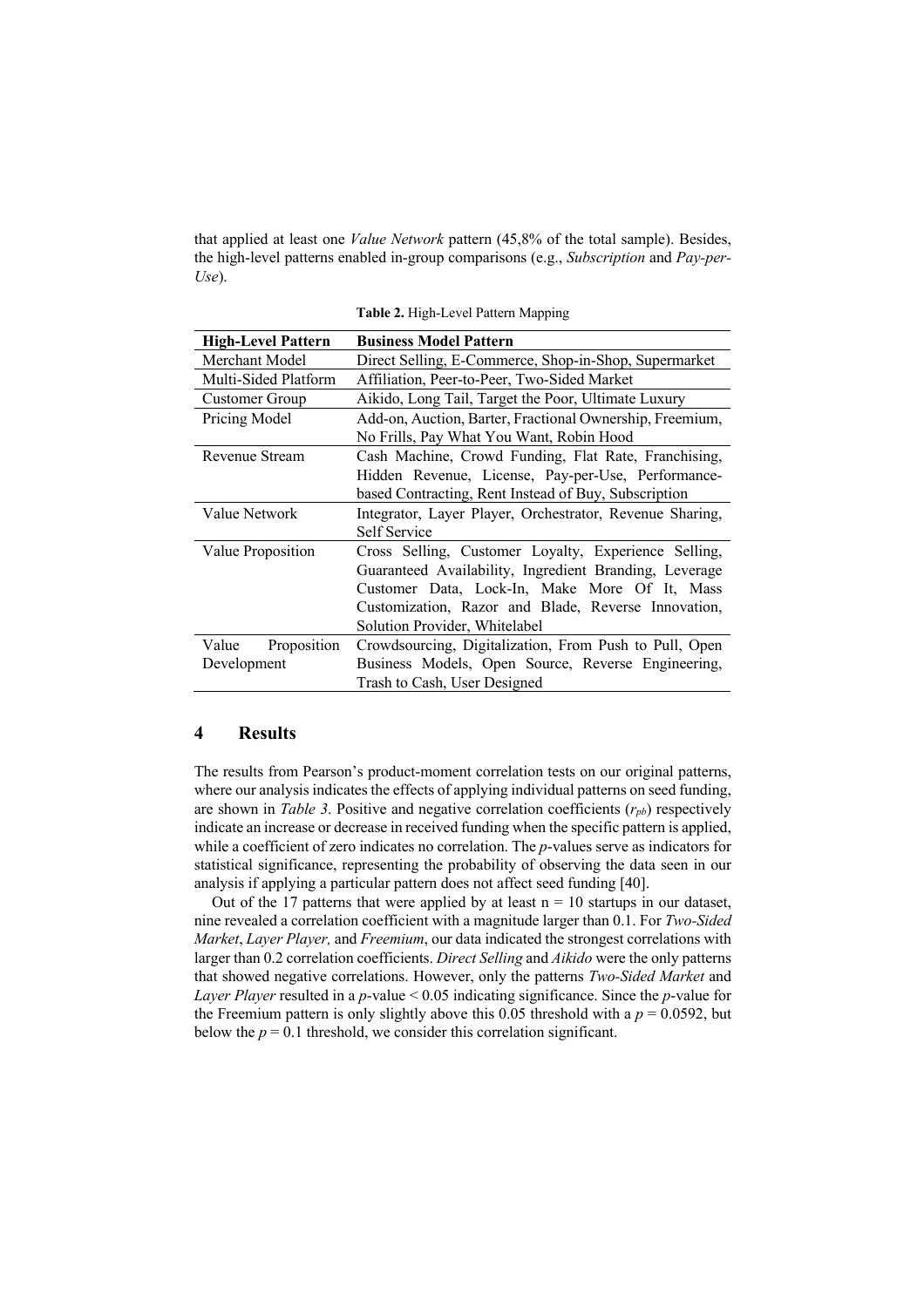that applied at least one *Value Network* pattern (45,8% of the total sample). Besides, the high-level patterns enabled in-group comparisons (e.g., *Subscription* and *Pay-per-Use*).

**Table 2.** High-Level Pattern Mapping

| High-Level Pattern | Business Model Pattern |
|---|---|
| Merchant Model | Direct Selling, E-Commerce, Shop-in-Shop, Supermarket |
| Multi-Sided Platform | Affiliation, Peer-to-Peer, Two-Sided Market |
| Customer Group | Aikido, Long Tail, Target the Poor, Ultimate Luxury |
| Pricing Model | Add-on, Auction, Barter, Fractional Ownership, Freemium, No Frills, Pay What You Want, Robin Hood |
| Revenue Stream | Cash Machine, Crowd Funding, Flat Rate, Franchising, Hidden Revenue, License, Pay-per-Use, Performance-based Contracting, Rent Instead of Buy, Subscription |
| Value Network | Integrator, Layer Player, Orchestrator, Revenue Sharing, Self Service |
| Value Proposition | Cross Selling, Customer Loyalty, Experience Selling, Guaranteed Availability, Ingredient Branding, Leverage Customer Data, Lock-In, Make More Of It, Mass Customization, Razor and Blade, Reverse Innovation, Solution Provider, Whitelabel |
| Value Proposition Development | Crowdsourcing, Digitalization, From Push to Pull, Open Business Models, Open Source, Reverse Engineering, Trash to Cash, User Designed |

## 4 Results

The results from Pearson's product-moment correlation tests on our original patterns, where our analysis indicates the effects of applying individual patterns on seed funding, are shown in *Table 3*. Positive and negative correlation coefficients ($r_{pb}$) respectively indicate an increase or decrease in received funding when the specific pattern is applied, while a coefficient of zero indicates no correlation. The *p*-values serve as indicators for statistical significance, representing the probability of observing the data seen in our analysis if applying a particular pattern does not affect seed funding [40].

Out of the 17 patterns that were applied by at least $n = 10$ startups in our dataset, nine revealed a correlation coefficient with a magnitude larger than 0.1. For *Two-Sided Market*, *Layer Player,* and *Freemium*, our data indicated the strongest correlations with larger than 0.2 correlation coefficients. *Direct Selling* and *Aikido* were the only patterns that showed negative correlations. However, only the patterns *Two-Sided Market* and *Layer Player* resulted in a *p*-value $< 0.05$ indicating significance. Since the *p*-value for the Freemium pattern is only slightly above this 0.05 threshold with a $p = 0.0592$, but below the $p = 0.1$ threshold, we consider this correlation significant.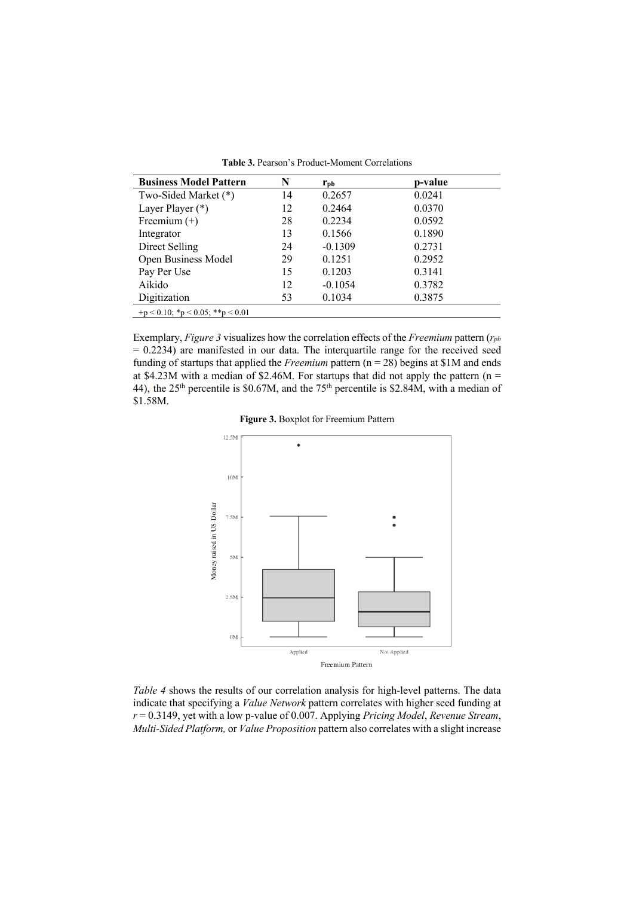**Table 3.** Pearson's Product-Moment Correlations

| Business Model Pattern | N | $r_{pb}$ | p-value |
|---|---|---|---|
| Two-Sided Market (*) | 14 | 0.2657 | 0.0241 |
| Layer Player (*) | 12 | 0.2464 | 0.0370 |
| Freemium (+) | 28 | 0.2234 | 0.0592 |
| Integrator | 13 | 0.1566 | 0.1890 |
| Direct Selling | 24 | -0.1309 | 0.2731 |
| Open Business Model | 29 | 0.1251 | 0.2952 |
| Pay Per Use | 15 | 0.1203 | 0.3141 |
| Aikido | 12 | -0.1054 | 0.3782 |
| Digitization | 53 | 0.1034 | 0.3875 |

+$p < 0.10$; *$p < 0.05$; **$p < 0.01$

Exemplary, *Figure 3* visualizes how the correlation effects of the *Freemium* pattern ($r_{pb}$ = 0.2234) are manifested in our data. The interquartile range for the received seed funding of startups that applied the *Freemium* pattern (n = 28) begins at $1M and ends at $4.23M with a median of $2.46M. For startups that did not apply the pattern (n = 44), the 25[th] percentile is $0.67M, and the 75[th] percentile is $2.84M, with a median of $1.58M.

**Figure 3.** Boxplot for Freemium Pattern

*Table 4* shows the results of our correlation analysis for high-level patterns. The data indicate that specifying a *Value Network* pattern correlates with higher seed funding at $r = 0.3149$, yet with a low p-value of 0.007. Applying *Pricing Model*, *Revenue Stream*, *Multi-Sided Platform,* or *Value Proposition* pattern also correlates with a slight increase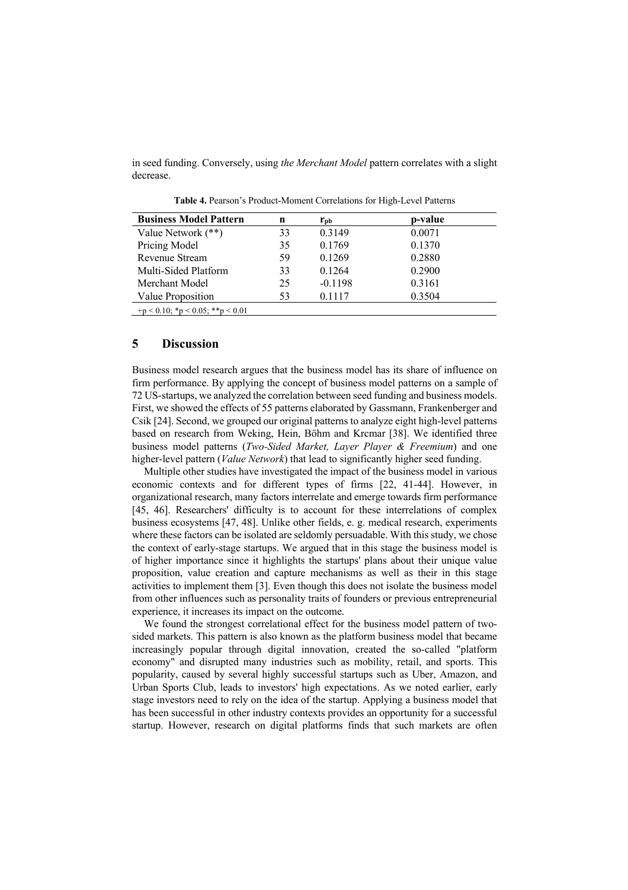in seed funding. Conversely, using *the Merchant Model* pattern correlates with a slight decrease.

**Table 4.** Pearson's Product-Moment Correlations for High-Level Patterns

| Business Model Pattern | n | $r_{pb}$ | p-value |
|---|---|---|---|
| Value Network (**) | 33 | 0.3149 | 0.0071 |
| Pricing Model | 35 | 0.1769 | 0.1370 |
| Revenue Stream | 59 | 0.1269 | 0.2880 |
| Multi-Sided Platform | 33 | 0.1264 | 0.2900 |
| Merchant Model | 25 | -0.1198 | 0.3161 |
| Value Proposition | 53 | 0.1117 | 0.3504 |

$+p < 0.10$; $*p < 0.05$; $**p < 0.01$

## 5 Discussion

Business model research argues that the business model has its share of influence on firm performance. By applying the concept of business model patterns on a sample of 72 US-startups, we analyzed the correlation between seed funding and business models. First, we showed the effects of 55 patterns elaborated by Gassmann, Frankenberger and Csik [24]. Second, we grouped our original patterns to analyze eight high-level patterns based on research from Weking, Hein, Böhm and Krcmar [38]. We identified three business model patterns (*Two-Sided Market, Layer Player & Freemium*) and one higher-level pattern (*Value Network*) that lead to significantly higher seed funding.

Multiple other studies have investigated the impact of the business model in various economic contexts and for different types of firms [22, 41-44]. However, in organizational research, many factors interrelate and emerge towards firm performance [45, 46]. Researchers' difficulty is to account for these interrelations of complex business ecosystems [47, 48]. Unlike other fields, e. g. medical research, experiments where these factors can be isolated are seldomly persuadable. With this study, we chose the context of early-stage startups. We argued that in this stage the business model is of higher importance since it highlights the startups' plans about their unique value proposition, value creation and capture mechanisms as well as their in this stage activities to implement them [3]. Even though this does not isolate the business model from other influences such as personality traits of founders or previous entrepreneurial experience, it increases its impact on the outcome.

We found the strongest correlational effect for the business model pattern of two-sided markets. This pattern is also known as the platform business model that became increasingly popular through digital innovation, created the so-called "platform economy" and disrupted many industries such as mobility, retail, and sports. This popularity, caused by several highly successful startups such as Uber, Amazon, and Urban Sports Club, leads to investors' high expectations. As we noted earlier, early stage investors need to rely on the idea of the startup. Applying a business model that has been successful in other industry contexts provides an opportunity for a successful startup. However, research on digital platforms finds that such markets are often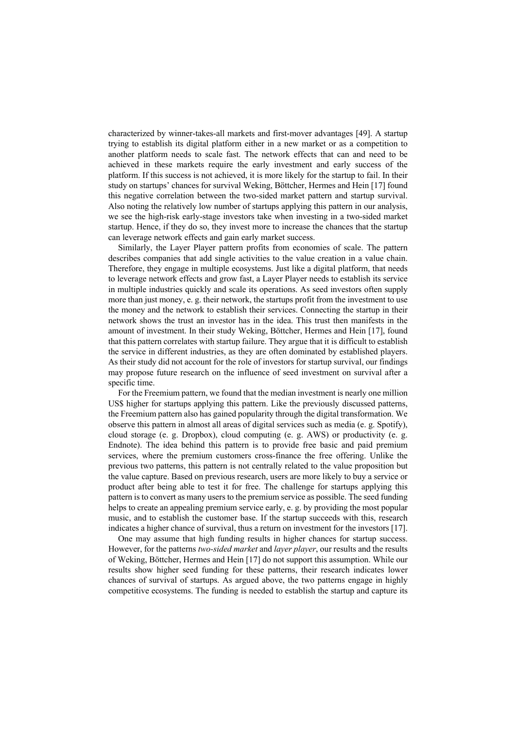characterized by winner-takes-all markets and first-mover advantages [49]. A startup trying to establish its digital platform either in a new market or as a competition to another platform needs to scale fast. The network effects that can and need to be achieved in these markets require the early investment and early success of the platform. If this success is not achieved, it is more likely for the startup to fail. In their study on startups' chances for survival Weking, Böttcher, Hermes and Hein [17] found this negative correlation between the two-sided market pattern and startup survival. Also noting the relatively low number of startups applying this pattern in our analysis, we see the high-risk early-stage investors take when investing in a two-sided market startup. Hence, if they do so, they invest more to increase the chances that the startup can leverage network effects and gain early market success.

Similarly, the Layer Player pattern profits from economies of scale. The pattern describes companies that add single activities to the value creation in a value chain. Therefore, they engage in multiple ecosystems. Just like a digital platform, that needs to leverage network effects and grow fast, a Layer Player needs to establish its service in multiple industries quickly and scale its operations. As seed investors often supply more than just money, e. g. their network, the startups profit from the investment to use the money and the network to establish their services. Connecting the startup in their network shows the trust an investor has in the idea. This trust then manifests in the amount of investment. In their study Weking, Böttcher, Hermes and Hein [17], found that this pattern correlates with startup failure. They argue that it is difficult to establish the service in different industries, as they are often dominated by established players. As their study did not account for the role of investors for startup survival, our findings may propose future research on the influence of seed investment on survival after a specific time.

For the Freemium pattern, we found that the median investment is nearly one million US$ higher for startups applying this pattern. Like the previously discussed patterns, the Freemium pattern also has gained popularity through the digital transformation. We observe this pattern in almost all areas of digital services such as media (e. g. Spotify), cloud storage (e. g. Dropbox), cloud computing (e. g. AWS) or productivity (e. g. Endnote). The idea behind this pattern is to provide free basic and paid premium services, where the premium customers cross-finance the free offering. Unlike the previous two patterns, this pattern is not centrally related to the value proposition but the value capture. Based on previous research, users are more likely to buy a service or product after being able to test it for free. The challenge for startups applying this pattern is to convert as many users to the premium service as possible. The seed funding helps to create an appealing premium service early, e. g. by providing the most popular music, and to establish the customer base. If the startup succeeds with this, research indicates a higher chance of survival, thus a return on investment for the investors [17].

One may assume that high funding results in higher chances for startup success. However, for the patterns *two-sided market* and *layer player*, our results and the results of Weking, Böttcher, Hermes and Hein [17] do not support this assumption. While our results show higher seed funding for these patterns, their research indicates lower chances of survival of startups. As argued above, the two patterns engage in highly competitive ecosystems. The funding is needed to establish the startup and capture its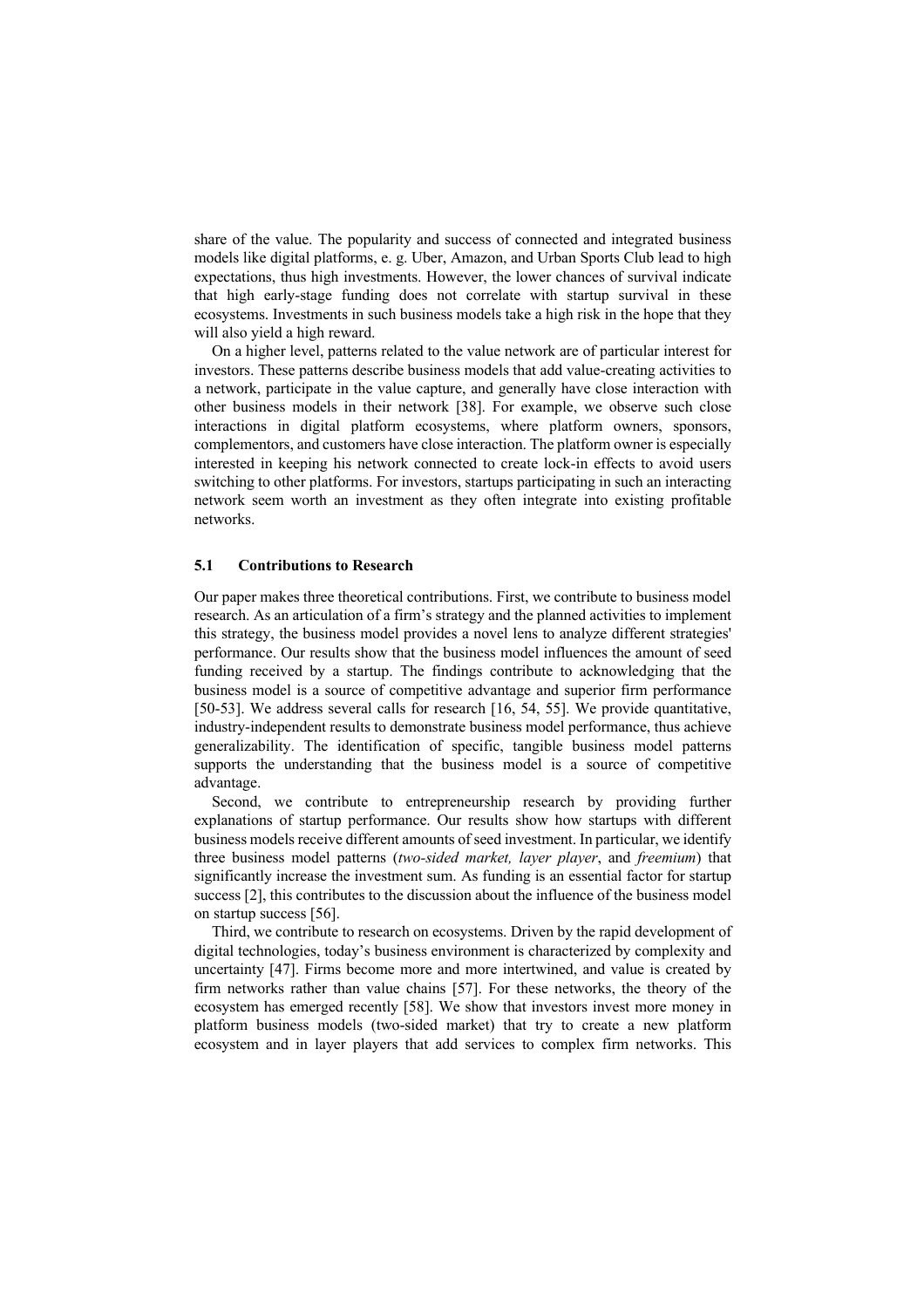share of the value. The popularity and success of connected and integrated business models like digital platforms, e. g. Uber, Amazon, and Urban Sports Club lead to high expectations, thus high investments. However, the lower chances of survival indicate that high early-stage funding does not correlate with startup survival in these ecosystems. Investments in such business models take a high risk in the hope that they will also yield a high reward.

On a higher level, patterns related to the value network are of particular interest for investors. These patterns describe business models that add value-creating activities to a network, participate in the value capture, and generally have close interaction with other business models in their network [38]. For example, we observe such close interactions in digital platform ecosystems, where platform owners, sponsors, complementors, and customers have close interaction. The platform owner is especially interested in keeping his network connected to create lock-in effects to avoid users switching to other platforms. For investors, startups participating in such an interacting network seem worth an investment as they often integrate into existing profitable networks.

### 5.1 Contributions to Research

Our paper makes three theoretical contributions. First, we contribute to business model research. As an articulation of a firm's strategy and the planned activities to implement this strategy, the business model provides a novel lens to analyze different strategies' performance. Our results show that the business model influences the amount of seed funding received by a startup. The findings contribute to acknowledging that the business model is a source of competitive advantage and superior firm performance [50-53]. We address several calls for research [16, 54, 55]. We provide quantitative, industry-independent results to demonstrate business model performance, thus achieve generalizability. The identification of specific, tangible business model patterns supports the understanding that the business model is a source of competitive advantage.

Second, we contribute to entrepreneurship research by providing further explanations of startup performance. Our results show how startups with different business models receive different amounts of seed investment. In particular, we identify three business model patterns (*two-sided market, layer player*, and *freemium*) that significantly increase the investment sum. As funding is an essential factor for startup success [2], this contributes to the discussion about the influence of the business model on startup success [56].

Third, we contribute to research on ecosystems. Driven by the rapid development of digital technologies, today's business environment is characterized by complexity and uncertainty [47]. Firms become more and more intertwined, and value is created by firm networks rather than value chains [57]. For these networks, the theory of the ecosystem has emerged recently [58]. We show that investors invest more money in platform business models (two-sided market) that try to create a new platform ecosystem and in layer players that add services to complex firm networks. This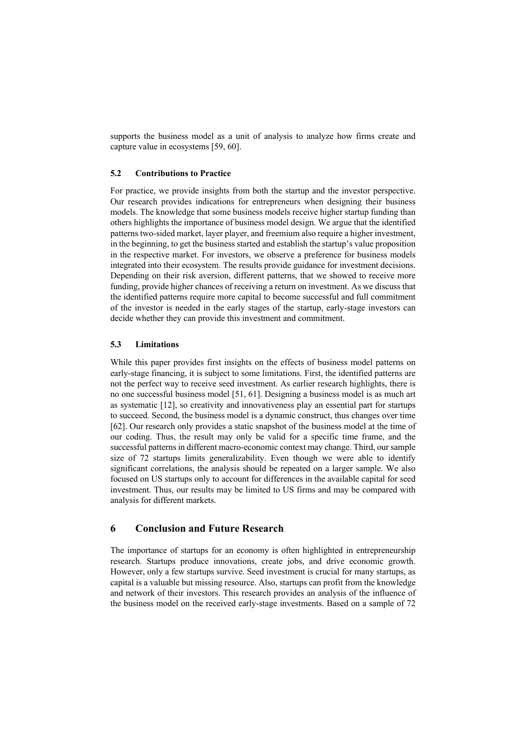supports the business model as a unit of analysis to analyze how firms create and capture value in ecosystems [59, 60].

### 5.2 Contributions to Practice

For practice, we provide insights from both the startup and the investor perspective. Our research provides indications for entrepreneurs when designing their business models. The knowledge that some business models receive higher startup funding than others highlights the importance of business model design. We argue that the identified patterns two-sided market, layer player, and freemium also require a higher investment, in the beginning, to get the business started and establish the startup's value proposition in the respective market. For investors, we observe a preference for business models integrated into their ecosystem. The results provide guidance for investment decisions. Depending on their risk aversion, different patterns, that we showed to receive more funding, provide higher chances of receiving a return on investment. As we discuss that the identified patterns require more capital to become successful and full commitment of the investor is needed in the early stages of the startup, early-stage investors can decide whether they can provide this investment and commitment.

### 5.3 Limitations

While this paper provides first insights on the effects of business model patterns on early-stage financing, it is subject to some limitations. First, the identified patterns are not the perfect way to receive seed investment. As earlier research highlights, there is no one successful business model [51, 61]. Designing a business model is as much art as systematic [12], so creativity and innovativeness play an essential part for startups to succeed. Second, the business model is a dynamic construct, thus changes over time [62]. Our research only provides a static snapshot of the business model at the time of our coding. Thus, the result may only be valid for a specific time frame, and the successful patterns in different macro-economic context may change. Third, our sample size of 72 startups limits generalizability. Even though we were able to identify significant correlations, the analysis should be repeated on a larger sample. We also focused on US startups only to account for differences in the available capital for seed investment. Thus, our results may be limited to US firms and may be compared with analysis for different markets.

## 6 Conclusion and Future Research

The importance of startups for an economy is often highlighted in entrepreneurship research. Startups produce innovations, create jobs, and drive economic growth. However, only a few startups survive. Seed investment is crucial for many startups, as capital is a valuable but missing resource. Also, startups can profit from the knowledge and network of their investors. This research provides an analysis of the influence of the business model on the received early-stage investments. Based on a sample of 72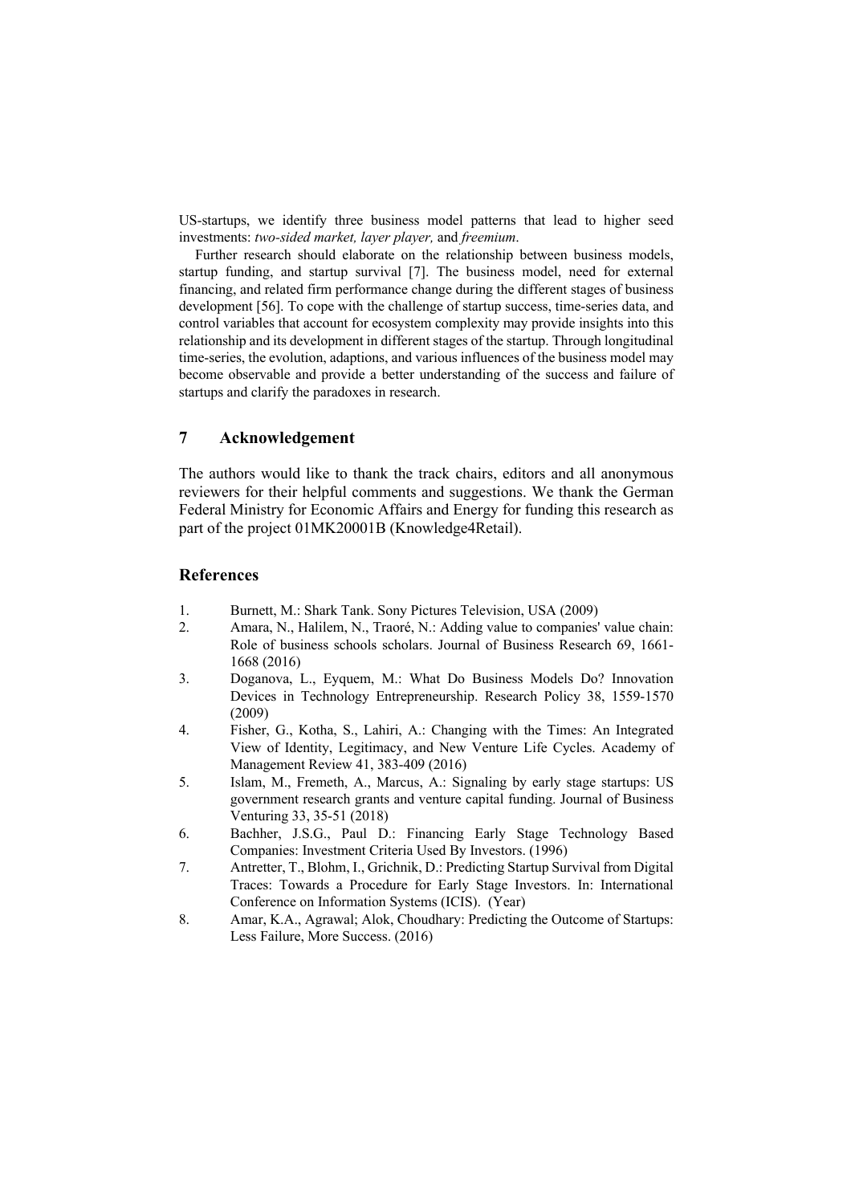US-startups, we identify three business model patterns that lead to higher seed investments: *two-sided market, layer player,* and *freemium*.

Further research should elaborate on the relationship between business models, startup funding, and startup survival [7]. The business model, need for external financing, and related firm performance change during the different stages of business development [56]. To cope with the challenge of startup success, time-series data, and control variables that account for ecosystem complexity may provide insights into this relationship and its development in different stages of the startup. Through longitudinal time-series, the evolution, adaptions, and various influences of the business model may become observable and provide a better understanding of the success and failure of startups and clarify the paradoxes in research.

## 7 Acknowledgement

The authors would like to thank the track chairs, editors and all anonymous reviewers for their helpful comments and suggestions. We thank the German Federal Ministry for Economic Affairs and Energy for funding this research as part of the project 01MK20001B (Knowledge4Retail).

## References

1. Burnett, M.: Shark Tank. Sony Pictures Television, USA (2009)
2. Amara, N., Halilem, N., Traoré, N.: Adding value to companies' value chain: Role of business schools scholars. Journal of Business Research 69, 1661-1668 (2016)
3. Doganova, L., Eyquem, M.: What Do Business Models Do? Innovation Devices in Technology Entrepreneurship. Research Policy 38, 1559-1570 (2009)
4. Fisher, G., Kotha, S., Lahiri, A.: Changing with the Times: An Integrated View of Identity, Legitimacy, and New Venture Life Cycles. Academy of Management Review 41, 383-409 (2016)
5. Islam, M., Fremeth, A., Marcus, A.: Signaling by early stage startups: US government research grants and venture capital funding. Journal of Business Venturing 33, 35-51 (2018)
6. Bachher, J.S.G., Paul D.: Financing Early Stage Technology Based Companies: Investment Criteria Used By Investors. (1996)
7. Antretter, T., Blohm, I., Grichnik, D.: Predicting Startup Survival from Digital Traces: Towards a Procedure for Early Stage Investors. In: International Conference on Information Systems (ICIS). (Year)
8. Amar, K.A., Agrawal; Alok, Choudhary: Predicting the Outcome of Startups: Less Failure, More Success. (2016)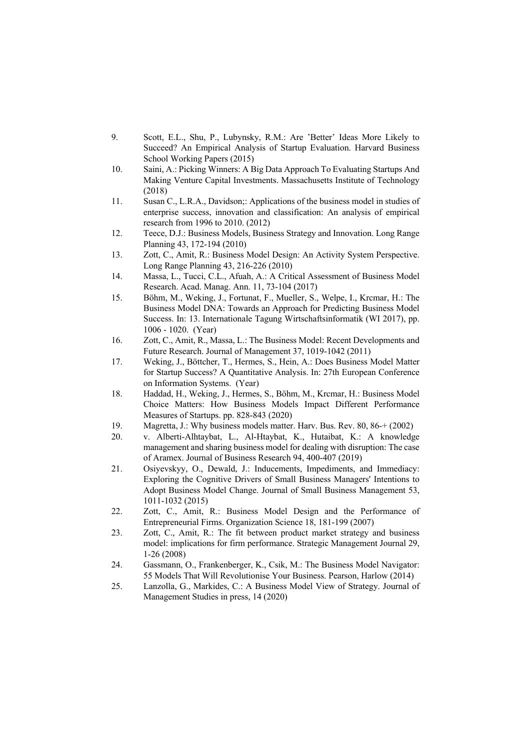9. Scott, E.L., Shu, P., Lubynsky, R.M.: Are 'Better' Ideas More Likely to Succeed? An Empirical Analysis of Startup Evaluation. Harvard Business School Working Papers (2015)
10. Saini, A.: Picking Winners: A Big Data Approach To Evaluating Startups And Making Venture Capital Investments. Massachusetts Institute of Technology (2018)
11. Susan C., L.R.A., Davidson;: Applications of the business model in studies of enterprise success, innovation and classification: An analysis of empirical research from 1996 to 2010. (2012)
12. Teece, D.J.: Business Models, Business Strategy and Innovation. Long Range Planning 43, 172-194 (2010)
13. Zott, C., Amit, R.: Business Model Design: An Activity System Perspective. Long Range Planning 43, 216-226 (2010)
14. Massa, L., Tucci, C.L., Afuah, A.: A Critical Assessment of Business Model Research. Acad. Manag. Ann. 11, 73-104 (2017)
15. Böhm, M., Weking, J., Fortunat, F., Mueller, S., Welpe, I., Krcmar, H.: The Business Model DNA: Towards an Approach for Predicting Business Model Success. In: 13. Internationale Tagung Wirtschaftsinformatik (WI 2017), pp. 1006 - 1020. (Year)
16. Zott, C., Amit, R., Massa, L.: The Business Model: Recent Developments and Future Research. Journal of Management 37, 1019-1042 (2011)
17. Weking, J., Böttcher, T., Hermes, S., Hein, A.: Does Business Model Matter for Startup Success? A Quantitative Analysis. In: 27th European Conference on Information Systems. (Year)
18. Haddad, H., Weking, J., Hermes, S., Böhm, M., Krcmar, H.: Business Model Choice Matters: How Business Models Impact Different Performance Measures of Startups. pp. 828-843 (2020)
19. Magretta, J.: Why business models matter. Harv. Bus. Rev. 80, 86-+ (2002)
20. v. Alberti-Alhtaybat, L., Al-Htaybat, K., Hutaibat, K.: A knowledge management and sharing business model for dealing with disruption: The case of Aramex. Journal of Business Research 94, 400-407 (2019)
21. Osiyevskyy, O., Dewald, J.: Inducements, Impediments, and Immediacy: Exploring the Cognitive Drivers of Small Business Managers' Intentions to Adopt Business Model Change. Journal of Small Business Management 53, 1011-1032 (2015)
22. Zott, C., Amit, R.: Business Model Design and the Performance of Entrepreneurial Firms. Organization Science 18, 181-199 (2007)
23. Zott, C., Amit, R.: The fit between product market strategy and business model: implications for firm performance. Strategic Management Journal 29, 1-26 (2008)
24. Gassmann, O., Frankenberger, K., Csik, M.: The Business Model Navigator: 55 Models That Will Revolutionise Your Business. Pearson, Harlow (2014)
25. Lanzolla, G., Markides, C.: A Business Model View of Strategy. Journal of Management Studies in press, 14 (2020)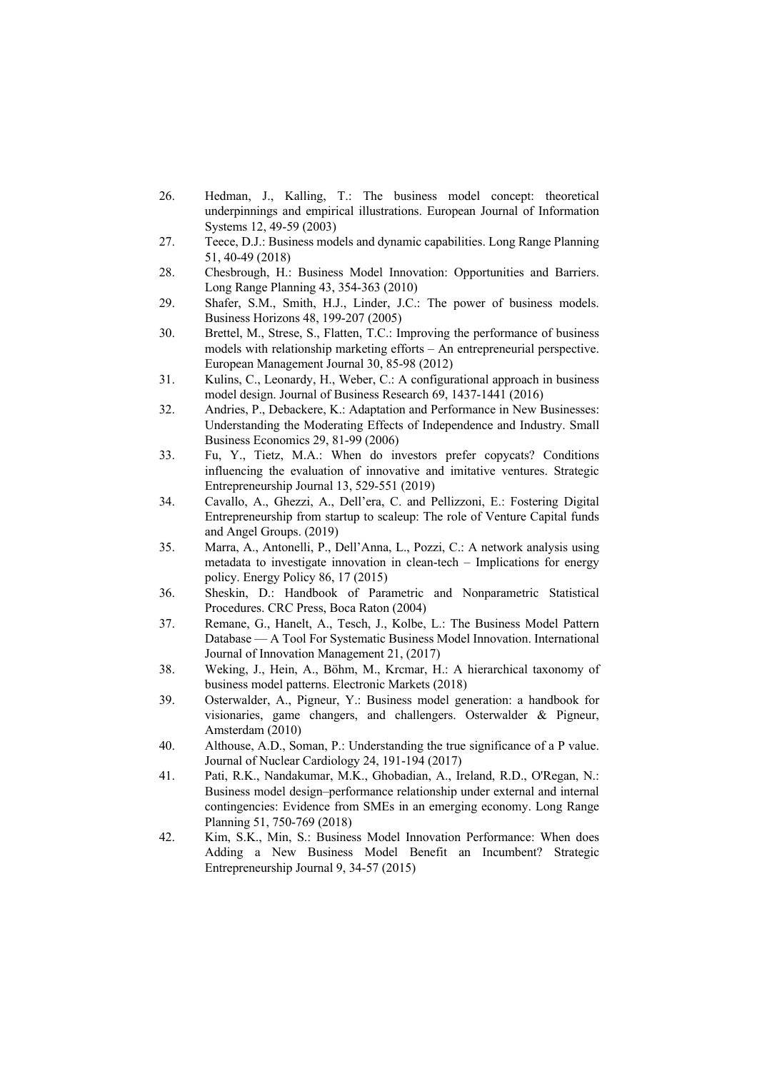26. Hedman, J., Kalling, T.: The business model concept: theoretical underpinnings and empirical illustrations. European Journal of Information Systems 12, 49-59 (2003)
27. Teece, D.J.: Business models and dynamic capabilities. Long Range Planning 51, 40-49 (2018)
28. Chesbrough, H.: Business Model Innovation: Opportunities and Barriers. Long Range Planning 43, 354-363 (2010)
29. Shafer, S.M., Smith, H.J., Linder, J.C.: The power of business models. Business Horizons 48, 199-207 (2005)
30. Brettel, M., Strese, S., Flatten, T.C.: Improving the performance of business models with relationship marketing efforts – An entrepreneurial perspective. European Management Journal 30, 85-98 (2012)
31. Kulins, C., Leonardy, H., Weber, C.: A configurational approach in business model design. Journal of Business Research 69, 1437-1441 (2016)
32. Andries, P., Debackere, K.: Adaptation and Performance in New Businesses: Understanding the Moderating Effects of Independence and Industry. Small Business Economics 29, 81-99 (2006)
33. Fu, Y., Tietz, M.A.: When do investors prefer copycats? Conditions influencing the evaluation of innovative and imitative ventures. Strategic Entrepreneurship Journal 13, 529-551 (2019)
34. Cavallo, A., Ghezzi, A., Dell'era, C. and Pellizzoni, E.: Fostering Digital Entrepreneurship from startup to scaleup: The role of Venture Capital funds and Angel Groups. (2019)
35. Marra, A., Antonelli, P., Dell'Anna, L., Pozzi, C.: A network analysis using metadata to investigate innovation in clean-tech – Implications for energy policy. Energy Policy 86, 17 (2015)
36. Sheskin, D.: Handbook of Parametric and Nonparametric Statistical Procedures. CRC Press, Boca Raton (2004)
37. Remane, G., Hanelt, A., Tesch, J., Kolbe, L.: The Business Model Pattern Database — A Tool For Systematic Business Model Innovation. International Journal of Innovation Management 21, (2017)
38. Weking, J., Hein, A., Böhm, M., Krcmar, H.: A hierarchical taxonomy of business model patterns. Electronic Markets (2018)
39. Osterwalder, A., Pigneur, Y.: Business model generation: a handbook for visionaries, game changers, and challengers. Osterwalder & Pigneur, Amsterdam (2010)
40. Althouse, A.D., Soman, P.: Understanding the true significance of a P value. Journal of Nuclear Cardiology 24, 191-194 (2017)
41. Pati, R.K., Nandakumar, M.K., Ghobadian, A., Ireland, R.D., O'Regan, N.: Business model design–performance relationship under external and internal contingencies: Evidence from SMEs in an emerging economy. Long Range Planning 51, 750-769 (2018)
42. Kim, S.K., Min, S.: Business Model Innovation Performance: When does Adding a New Business Model Benefit an Incumbent? Strategic Entrepreneurship Journal 9, 34-57 (2015)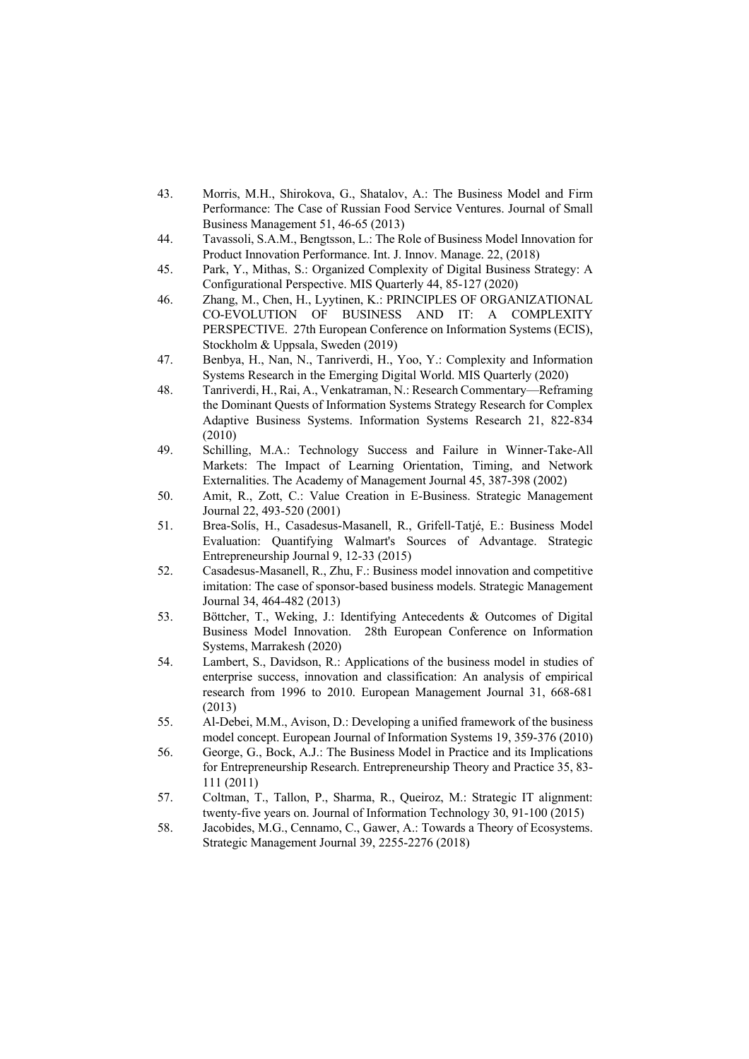43. Morris, M.H., Shirokova, G., Shatalov, A.: The Business Model and Firm Performance: The Case of Russian Food Service Ventures. Journal of Small Business Management 51, 46-65 (2013)
44. Tavassoli, S.A.M., Bengtsson, L.: The Role of Business Model Innovation for Product Innovation Performance. Int. J. Innov. Manage. 22, (2018)
45. Park, Y., Mithas, S.: Organized Complexity of Digital Business Strategy: A Configurational Perspective. MIS Quarterly 44, 85-127 (2020)
46. Zhang, M., Chen, H., Lyytinen, K.: PRINCIPLES OF ORGANIZATIONAL CO-EVOLUTION OF BUSINESS AND IT: A COMPLEXITY PERSPECTIVE. 27th European Conference on Information Systems (ECIS), Stockholm & Uppsala, Sweden (2019)
47. Benbya, H., Nan, N., Tanriverdi, H., Yoo, Y.: Complexity and Information Systems Research in the Emerging Digital World. MIS Quarterly (2020)
48. Tanriverdi, H., Rai, A., Venkatraman, N.: Research Commentary—Reframing the Dominant Quests of Information Systems Strategy Research for Complex Adaptive Business Systems. Information Systems Research 21, 822-834 (2010)
49. Schilling, M.A.: Technology Success and Failure in Winner-Take-All Markets: The Impact of Learning Orientation, Timing, and Network Externalities. The Academy of Management Journal 45, 387-398 (2002)
50. Amit, R., Zott, C.: Value Creation in E-Business. Strategic Management Journal 22, 493-520 (2001)
51. Brea-Solís, H., Casadesus-Masanell, R., Grifell-Tatjé, E.: Business Model Evaluation: Quantifying Walmart's Sources of Advantage. Strategic Entrepreneurship Journal 9, 12-33 (2015)
52. Casadesus-Masanell, R., Zhu, F.: Business model innovation and competitive imitation: The case of sponsor-based business models. Strategic Management Journal 34, 464-482 (2013)
53. Böttcher, T., Weking, J.: Identifying Antecedents & Outcomes of Digital Business Model Innovation. 28th European Conference on Information Systems, Marrakesh (2020)
54. Lambert, S., Davidson, R.: Applications of the business model in studies of enterprise success, innovation and classification: An analysis of empirical research from 1996 to 2010. European Management Journal 31, 668-681 (2013)
55. Al-Debei, M.M., Avison, D.: Developing a unified framework of the business model concept. European Journal of Information Systems 19, 359-376 (2010)
56. George, G., Bock, A.J.: The Business Model in Practice and its Implications for Entrepreneurship Research. Entrepreneurship Theory and Practice 35, 83-111 (2011)
57. Coltman, T., Tallon, P., Sharma, R., Queiroz, M.: Strategic IT alignment: twenty-five years on. Journal of Information Technology 30, 91-100 (2015)
58. Jacobides, M.G., Cennamo, C., Gawer, A.: Towards a Theory of Ecosystems. Strategic Management Journal 39, 2255-2276 (2018)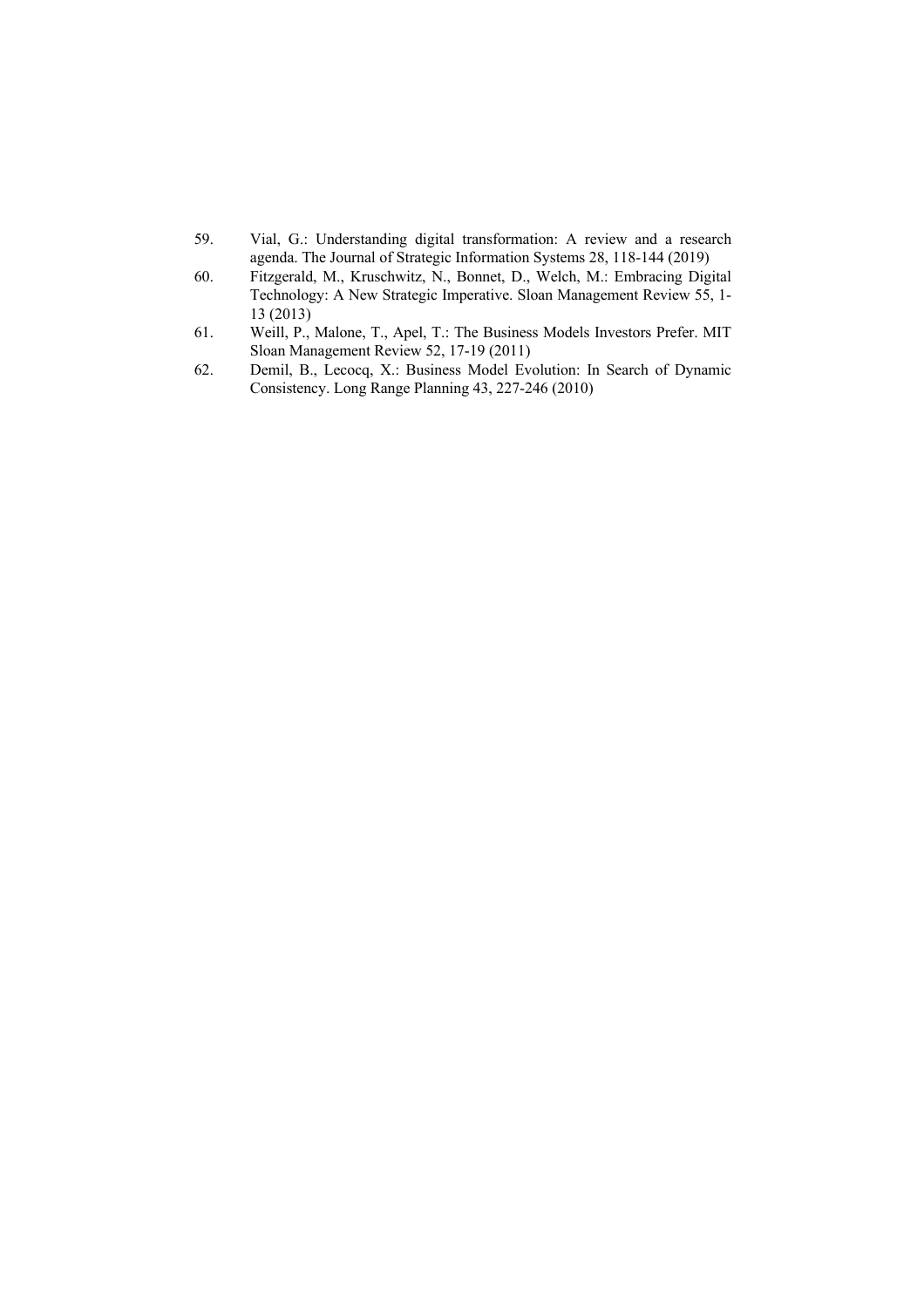59. Vial, G.: Understanding digital transformation: A review and a research agenda. The Journal of Strategic Information Systems 28, 118-144 (2019)
60. Fitzgerald, M., Kruschwitz, N., Bonnet, D., Welch, M.: Embracing Digital Technology: A New Strategic Imperative. Sloan Management Review 55, 1-13 (2013)
61. Weill, P., Malone, T., Apel, T.: The Business Models Investors Prefer. MIT Sloan Management Review 52, 17-19 (2011)
62. Demil, B., Lecocq, X.: Business Model Evolution: In Search of Dynamic Consistency. Long Range Planning 43, 227-246 (2010)